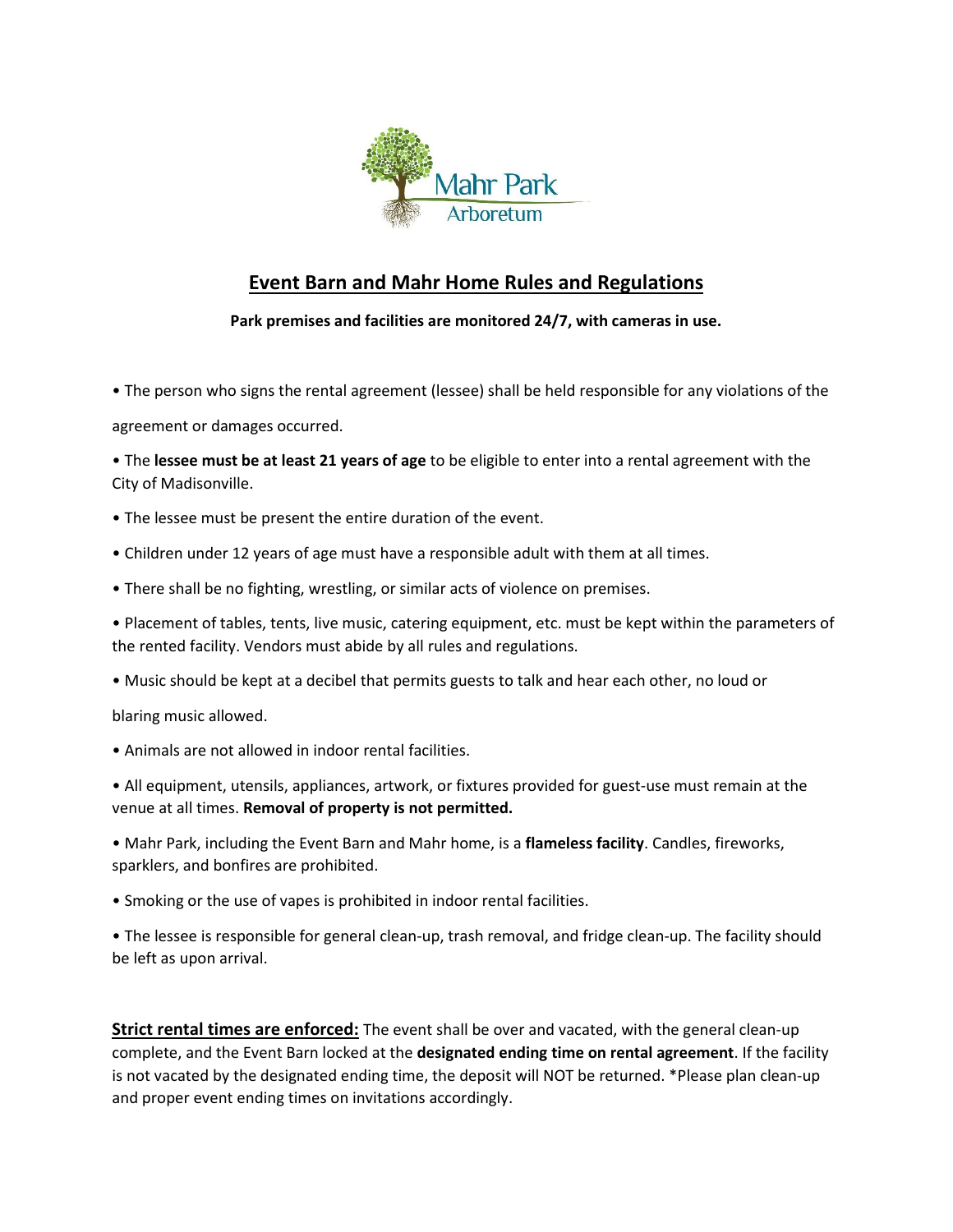Mahr Park
Arboretum

# Event Barn and Mahr Home Rules and Regulations

**Park premises and facilities are monitored 24/7, with cameras in use.**

- The person who signs the rental agreement (lessee) shall be held responsible for any violations of the agreement or damages occurred.
- The **lessee must be at least 21 years of age** to be eligible to enter into a rental agreement with the City of Madisonville.
- The lessee must be present the entire duration of the event.
- Children under 12 years of age must have a responsible adult with them at all times.
- There shall be no fighting, wrestling, or similar acts of violence on premises.
- Placement of tables, tents, live music, catering equipment, etc. must be kept within the parameters of the rented facility. Vendors must abide by all rules and regulations.
- Music should be kept at a decibel that permits guests to talk and hear each other, no loud or blaring music allowed.
- Animals are not allowed in indoor rental facilities.
- All equipment, utensils, appliances, artwork, or fixtures provided for guest-use must remain at the venue at all times. **Removal of property is not permitted.**
- Mahr Park, including the Event Barn and Mahr home, is a **flameless facility**. Candles, fireworks, sparklers, and bonfires are prohibited.
- Smoking or the use of vapes is prohibited in indoor rental facilities.
- The lessee is responsible for general clean-up, trash removal, and fridge clean-up. The facility should be left as upon arrival.

**Strict rental times are enforced:** The event shall be over and vacated, with the general clean-up complete, and the Event Barn locked at the **designated ending time on rental agreement**. If the facility is not vacated by the designated ending time, the deposit will NOT be returned. *Please plan clean-up and proper event ending times on invitations accordingly.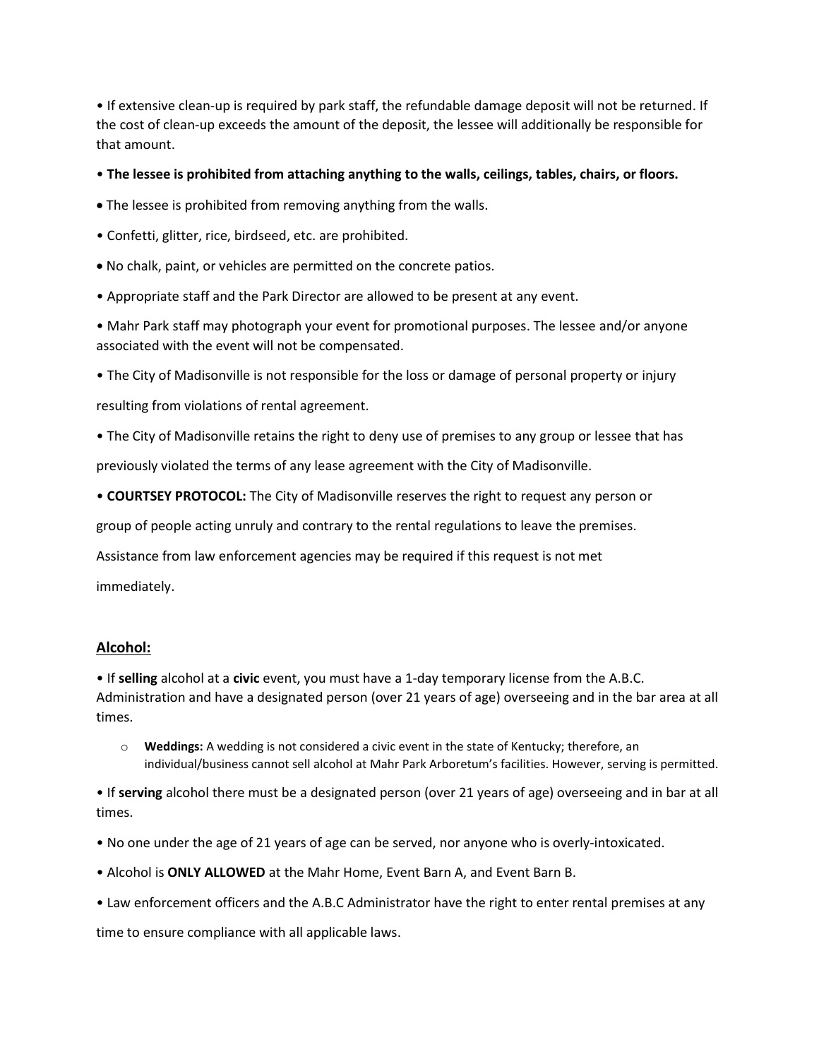- If extensive clean-up is required by park staff, the refundable damage deposit will not be returned. If the cost of clean-up exceeds the amount of the deposit, the lessee will additionally be responsible for that amount.
- **The lessee is prohibited from attaching anything to the walls, ceilings, tables, chairs, or floors.**
- The lessee is prohibited from removing anything from the walls.
- Confetti, glitter, rice, birdseed, etc. are prohibited.
- No chalk, paint, or vehicles are permitted on the concrete patios.
- Appropriate staff and the Park Director are allowed to be present at any event.
- Mahr Park staff may photograph your event for promotional purposes. The lessee and/or anyone associated with the event will not be compensated.
- The City of Madisonville is not responsible for the loss or damage of personal property or injury resulting from violations of rental agreement.
- The City of Madisonville retains the right to deny use of premises to any group or lessee that has previously violated the terms of any lease agreement with the City of Madisonville.
- **COURTSEY PROTOCOL:** The City of Madisonville reserves the right to request any person or group of people acting unruly and contrary to the rental regulations to leave the premises. Assistance from law enforcement agencies may be required if this request is not met immediately.

## Alcohol:

- If **selling** alcohol at a **civic** event, you must have a 1-day temporary license from the A.B.C. Administration and have a designated person (over 21 years of age) overseeing and in the bar area at all times.
  - **Weddings:** A wedding is not considered a civic event in the state of Kentucky; therefore, an individual/business cannot sell alcohol at Mahr Park Arboretum's facilities. However, serving is permitted.
- If **serving** alcohol there must be a designated person (over 21 years of age) overseeing and in bar at all times.
- No one under the age of 21 years of age can be served, nor anyone who is overly-intoxicated.
- Alcohol is **ONLY ALLOWED** at the Mahr Home, Event Barn A, and Event Barn B.
- Law enforcement officers and the A.B.C Administrator have the right to enter rental premises at any time to ensure compliance with all applicable laws.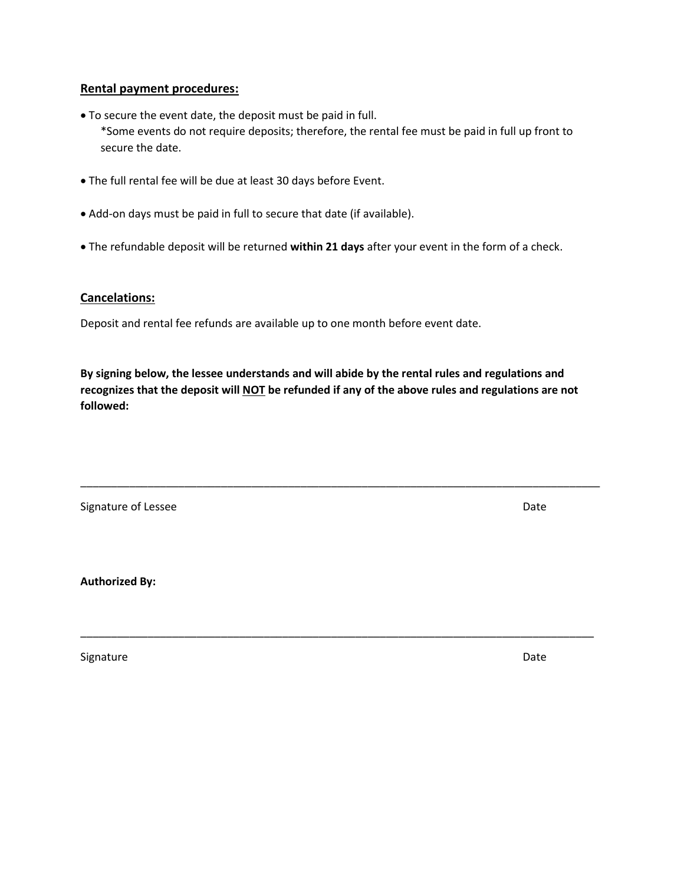**<u>Rental payment procedures:</u>**

- To secure the event date, the deposit must be paid in full.
  *Some events do not require deposits; therefore, the rental fee must be paid in full up front to secure the date.

- The full rental fee will be due at least 30 days before Event.

- Add-on days must be paid in full to secure that date (if available).

- The refundable deposit will be returned **within 21 days** after your event in the form of a check.

**<u>Cancelations:</u>**

Deposit and rental fee refunds are available up to one month before event date.

**By signing below, the lessee understands and will abide by the rental rules and regulations and recognizes that the deposit will <u>NOT</u> be refunded if any of the above rules and regulations are not followed:**

\_\_\_\_\_\_\_\_\_\_\_\_\_\_\_\_\_\_\_\_\_\_\_\_\_\_\_\_\_\_\_\_\_\_\_\_\_\_\_\_\_\_\_\_\_\_\_\_\_\_\_\_\_\_\_\_\_\_\_\_\_\_\_\_\_\_\_\_\_\_\_\_\_\_\_\_

Signature of Lessee                                                                                                                                    Date

**Authorized By:**

\_\_\_\_\_\_\_\_\_\_\_\_\_\_\_\_\_\_\_\_\_\_\_\_\_\_\_\_\_\_\_\_\_\_\_\_\_\_\_\_\_\_\_\_\_\_\_\_\_\_\_\_\_\_\_\_\_\_\_\_\_\_\_\_\_\_\_\_\_\_\_\_\_\_\_\_

Signature                                                                                                                                                  Date